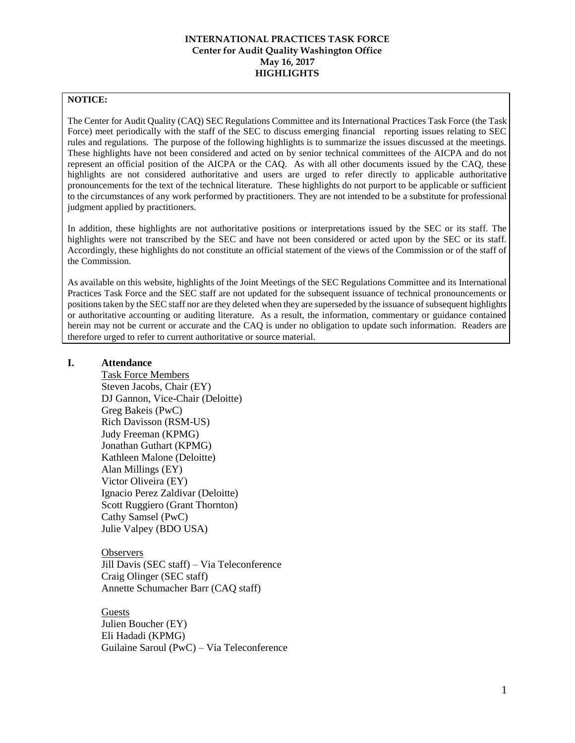# INTERNATIONAL PRACTICES TASK FORCE
## Center for Audit Quality Washington Office
## May 16, 2017
## HIGHLIGHTS

**NOTICE:**

The Center for Audit Quality (CAQ) SEC Regulations Committee and its International Practices Task Force (the Task Force) meet periodically with the staff of the SEC to discuss emerging financial reporting issues relating to SEC rules and regulations. The purpose of the following highlights is to summarize the issues discussed at the meetings. These highlights have not been considered and acted on by senior technical committees of the AICPA and do not represent an official position of the AICPA or the CAQ. As with all other documents issued by the CAQ, these highlights are not considered authoritative and users are urged to refer directly to applicable authoritative pronouncements for the text of the technical literature. These highlights do not purport to be applicable or sufficient to the circumstances of any work performed by practitioners. They are not intended to be a substitute for professional judgment applied by practitioners.

In addition, these highlights are not authoritative positions or interpretations issued by the SEC or its staff. The highlights were not transcribed by the SEC and have not been considered or acted upon by the SEC or its staff. Accordingly, these highlights do not constitute an official statement of the views of the Commission or of the staff of the Commission.

As available on this website, highlights of the Joint Meetings of the SEC Regulations Committee and its International Practices Task Force and the SEC staff are not updated for the subsequent issuance of technical pronouncements or positions taken by the SEC staff nor are they deleted when they are superseded by the issuance of subsequent highlights or authoritative accounting or auditing literature. As a result, the information, commentary or guidance contained herein may not be current or accurate and the CAQ is under no obligation to update such information. Readers are therefore urged to refer to current authoritative or source material.

## I. Attendance

Task Force Members

Steven Jacobs, Chair (EY)
DJ Gannon, Vice-Chair (Deloitte)
Greg Bakeis (PwC)
Rich Davisson (RSM-US)
Judy Freeman (KPMG)
Jonathan Guthart (KPMG)
Kathleen Malone (Deloitte)
Alan Millings (EY)
Victor Oliveira (EY)
Ignacio Perez Zaldivar (Deloitte)
Scott Ruggiero (Grant Thornton)
Cathy Samsel (PwC)
Julie Valpey (BDO USA)

Observers

Jill Davis (SEC staff) – Via Teleconference
Craig Olinger (SEC staff)
Annette Schumacher Barr (CAQ staff)

Guests

Julien Boucher (EY)
Eli Hadadi (KPMG)
Guilaine Saroul (PwC) – Via Teleconference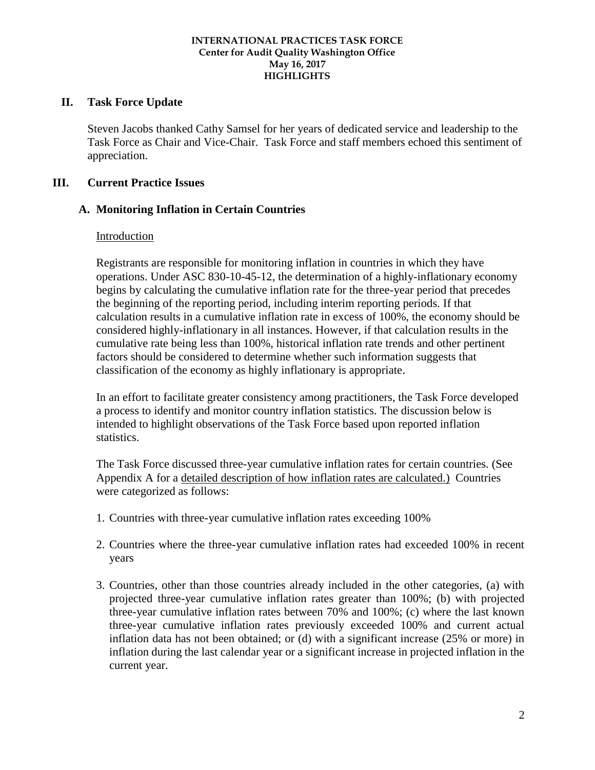**INTERNATIONAL PRACTICES TASK FORCE**
**Center for Audit Quality Washington Office**
**May 16, 2017**
**HIGHLIGHTS**

## II. Task Force Update

Steven Jacobs thanked Cathy Samsel for her years of dedicated service and leadership to the Task Force as Chair and Vice-Chair. Task Force and staff members echoed this sentiment of appreciation.

## III. Current Practice Issues

### A. Monitoring Inflation in Certain Countries

Introduction

Registrants are responsible for monitoring inflation in countries in which they have operations. Under ASC 830-10-45-12, the determination of a highly-inflationary economy begins by calculating the cumulative inflation rate for the three-year period that precedes the beginning of the reporting period, including interim reporting periods. If that calculation results in a cumulative inflation rate in excess of 100%, the economy should be considered highly-inflationary in all instances. However, if that calculation results in the cumulative rate being less than 100%, historical inflation rate trends and other pertinent factors should be considered to determine whether such information suggests that classification of the economy as highly inflationary is appropriate.

In an effort to facilitate greater consistency among practitioners, the Task Force developed a process to identify and monitor country inflation statistics. The discussion below is intended to highlight observations of the Task Force based upon reported inflation statistics.

The Task Force discussed three-year cumulative inflation rates for certain countries. (See Appendix A for a detailed description of how inflation rates are calculated.) Countries were categorized as follows:

1. Countries with three-year cumulative inflation rates exceeding 100%
2. Countries where the three-year cumulative inflation rates had exceeded 100% in recent years
3. Countries, other than those countries already included in the other categories, (a) with projected three-year cumulative inflation rates greater than 100%; (b) with projected three-year cumulative inflation rates between 70% and 100%; (c) where the last known three-year cumulative inflation rates previously exceeded 100% and current actual inflation data has not been obtained; or (d) with a significant increase (25% or more) in inflation during the last calendar year or a significant increase in projected inflation in the current year.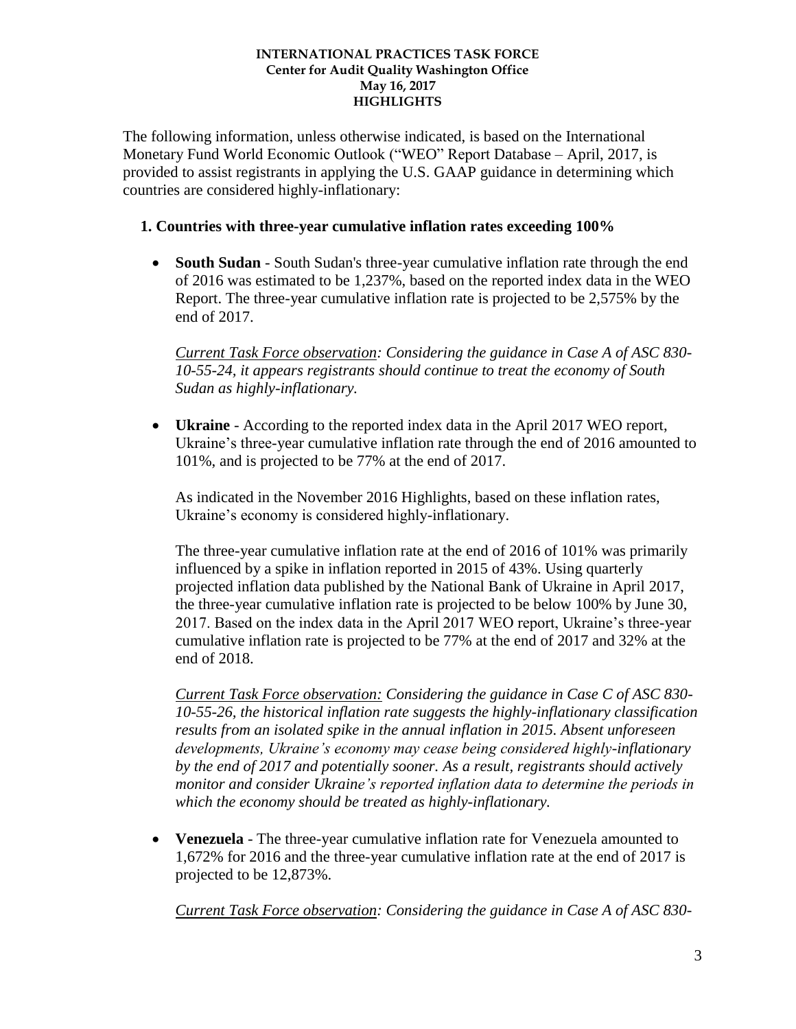**INTERNATIONAL PRACTICES TASK FORCE**
**Center for Audit Quality Washington Office**
**May 16, 2017**
**HIGHLIGHTS**

The following information, unless otherwise indicated, is based on the International Monetary Fund World Economic Outlook ("WEO" Report Database – April, 2017, is provided to assist registrants in applying the U.S. GAAP guidance in determining which countries are considered highly-inflationary:

### 1. Countries with three-year cumulative inflation rates exceeding 100%

- **South Sudan** - South Sudan's three-year cumulative inflation rate through the end of 2016 was estimated to be 1,237%, based on the reported index data in the WEO Report. The three-year cumulative inflation rate is projected to be 2,575% by the end of 2017.

  *<u>Current Task Force observation</u>: Considering the guidance in Case A of ASC 830-10-55-24, it appears registrants should continue to treat the economy of South Sudan as highly-inflationary.*

- **Ukraine** - According to the reported index data in the April 2017 WEO report, Ukraine's three-year cumulative inflation rate through the end of 2016 amounted to 101%, and is projected to be 77% at the end of 2017.

  As indicated in the November 2016 Highlights, based on these inflation rates, Ukraine's economy is considered highly-inflationary.

  The three-year cumulative inflation rate at the end of 2016 of 101% was primarily influenced by a spike in inflation reported in 2015 of 43%. Using quarterly projected inflation data published by the National Bank of Ukraine in April 2017, the three-year cumulative inflation rate is projected to be below 100% by June 30, 2017. Based on the index data in the April 2017 WEO report, Ukraine's three-year cumulative inflation rate is projected to be 77% at the end of 2017 and 32% at the end of 2018.

  *<u>Current Task Force observation:</u> Considering the guidance in Case C of ASC 830-10-55-26, the historical inflation rate suggests the highly-inflationary classification results from an isolated spike in the annual inflation in 2015. Absent unforeseen developments, Ukraine's economy may cease being considered highly-inflationary by the end of 2017 and potentially sooner. As a result, registrants should actively monitor and consider Ukraine's reported inflation data to determine the periods in which the economy should be treated as highly-inflationary.*

- **Venezuela** - The three-year cumulative inflation rate for Venezuela amounted to 1,672% for 2016 and the three-year cumulative inflation rate at the end of 2017 is projected to be 12,873%.

  *<u>Current Task Force observation</u>: Considering the guidance in Case A of ASC 830-*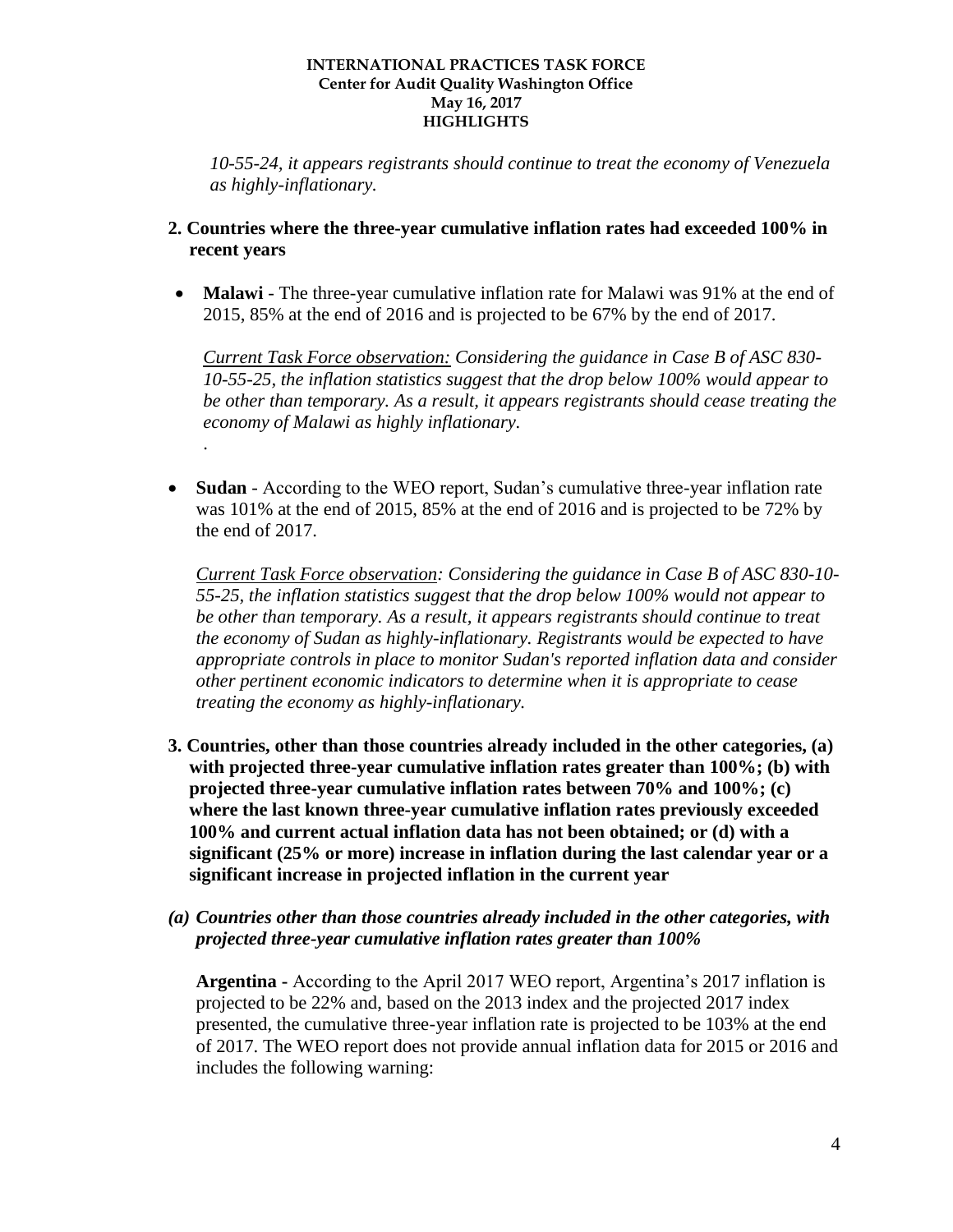*10-55-24, it appears registrants should continue to treat the economy of Venezuela as highly-inflationary.*

**2. Countries where the three-year cumulative inflation rates had exceeded 100% in recent years**

- **Malawi** - The three-year cumulative inflation rate for Malawi was 91% at the end of 2015, 85% at the end of 2016 and is projected to be 67% by the end of 2017.

  *Current Task Force observation: Considering the guidance in Case B of ASC 830-10-55-25, the inflation statistics suggest that the drop below 100% would appear to be other than temporary. As a result, it appears registrants should cease treating the economy of Malawi as highly inflationary.*

  .

- **Sudan** - According to the WEO report, Sudan's cumulative three-year inflation rate was 101% at the end of 2015, 85% at the end of 2016 and is projected to be 72% by the end of 2017.

  *Current Task Force observation: Considering the guidance in Case B of ASC 830-10-55-25, the inflation statistics suggest that the drop below 100% would not appear to be other than temporary. As a result, it appears registrants should continue to treat the economy of Sudan as highly-inflationary. Registrants would be expected to have appropriate controls in place to monitor Sudan's reported inflation data and consider other pertinent economic indicators to determine when it is appropriate to cease treating the economy as highly-inflationary.*

**3. Countries, other than those countries already included in the other categories, (a) with projected three-year cumulative inflation rates greater than 100%; (b) with projected three-year cumulative inflation rates between 70% and 100%; (c) where the last known three-year cumulative inflation rates previously exceeded 100% and current actual inflation data has not been obtained; or (d) with a significant (25% or more) increase in inflation during the last calendar year or a significant increase in projected inflation in the current year**

***(a) Countries other than those countries already included in the other categories, with projected three-year cumulative inflation rates greater than 100%***

**Argentina -** According to the April 2017 WEO report, Argentina's 2017 inflation is projected to be 22% and, based on the 2013 index and the projected 2017 index presented, the cumulative three-year inflation rate is projected to be 103% at the end of 2017. The WEO report does not provide annual inflation data for 2015 or 2016 and includes the following warning: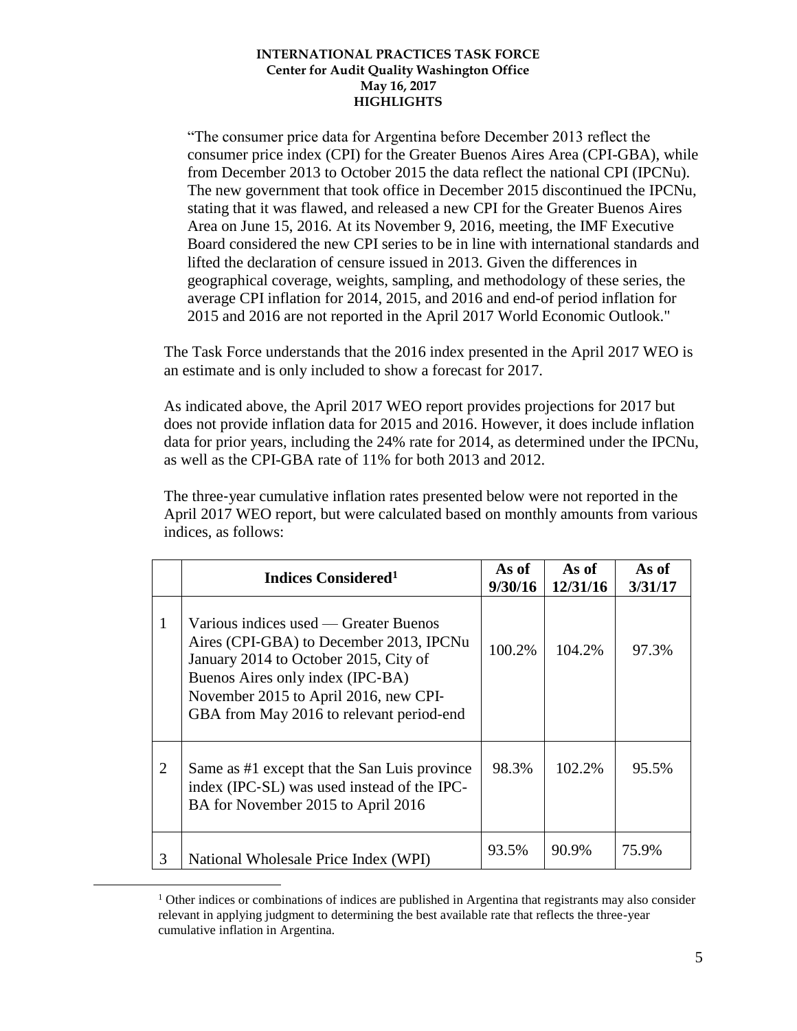> "The consumer price data for Argentina before December 2013 reflect the consumer price index (CPI) for the Greater Buenos Aires Area (CPI-GBA), while from December 2013 to October 2015 the data reflect the national CPI (IPCNu). The new government that took office in December 2015 discontinued the IPCNu, stating that it was flawed, and released a new CPI for the Greater Buenos Aires Area on June 15, 2016. At its November 9, 2016, meeting, the IMF Executive Board considered the new CPI series to be in line with international standards and lifted the declaration of censure issued in 2013. Given the differences in geographical coverage, weights, sampling, and methodology of these series, the average CPI inflation for 2014, 2015, and 2016 and end-of period inflation for 2015 and 2016 are not reported in the April 2017 World Economic Outlook."

The Task Force understands that the 2016 index presented in the April 2017 WEO is an estimate and is only included to show a forecast for 2017.

As indicated above, the April 2017 WEO report provides projections for 2017 but does not provide inflation data for 2015 and 2016. However, it does include inflation data for prior years, including the 24% rate for 2014, as determined under the IPCNu, as well as the CPI-GBA rate of 11% for both 2013 and 2012.

The three-year cumulative inflation rates presented below were not reported in the April 2017 WEO report, but were calculated based on monthly amounts from various indices, as follows:

| | Indices Considered[1] | As of 9/30/16 | As of 12/31/16 | As of 3/31/17 |
|---|---|---|---|---|
| 1 | Various indices used — Greater Buenos Aires (CPI-GBA) to December 2013, IPCNu January 2014 to October 2015, City of Buenos Aires only index (IPC-BA) November 2015 to April 2016, new CPI-GBA from May 2016 to relevant period-end | 100.2% | 104.2% | 97.3% |
| 2 | Same as #1 except that the San Luis province index (IPC-SL) was used instead of the IPC-BA for November 2015 to April 2016 | 98.3% | 102.2% | 95.5% |
| 3 | National Wholesale Price Index (WPI) | 93.5% | 90.9% | 75.9% |

[1] Other indices or combinations of indices are published in Argentina that registrants may also consider relevant in applying judgment to determining the best available rate that reflects the three-year cumulative inflation in Argentina.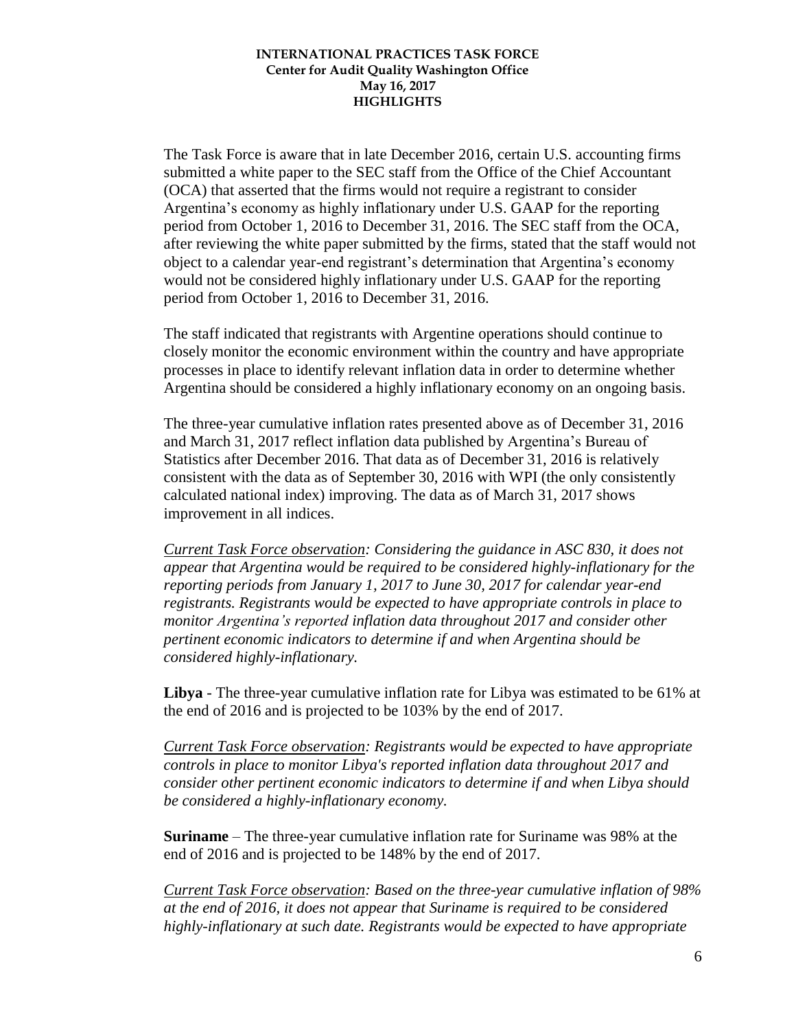The Task Force is aware that in late December 2016, certain U.S. accounting firms submitted a white paper to the SEC staff from the Office of the Chief Accountant (OCA) that asserted that the firms would not require a registrant to consider Argentina's economy as highly inflationary under U.S. GAAP for the reporting period from October 1, 2016 to December 31, 2016. The SEC staff from the OCA, after reviewing the white paper submitted by the firms, stated that the staff would not object to a calendar year-end registrant's determination that Argentina's economy would not be considered highly inflationary under U.S. GAAP for the reporting period from October 1, 2016 to December 31, 2016.

The staff indicated that registrants with Argentine operations should continue to closely monitor the economic environment within the country and have appropriate processes in place to identify relevant inflation data in order to determine whether Argentina should be considered a highly inflationary economy on an ongoing basis.

The three-year cumulative inflation rates presented above as of December 31, 2016 and March 31, 2017 reflect inflation data published by Argentina's Bureau of Statistics after December 2016. That data as of December 31, 2016 is relatively consistent with the data as of September 30, 2016 with WPI (the only consistently calculated national index) improving. The data as of March 31, 2017 shows improvement in all indices.

*<u>Current Task Force observation</u>: Considering the guidance in ASC 830, it does not appear that Argentina would be required to be considered highly-inflationary for the reporting periods from January 1, 2017 to June 30, 2017 for calendar year-end registrants. Registrants would be expected to have appropriate controls in place to monitor Argentina's reported inflation data throughout 2017 and consider other pertinent economic indicators to determine if and when Argentina should be considered highly-inflationary.*

**Libya** - The three-year cumulative inflation rate for Libya was estimated to be 61% at the end of 2016 and is projected to be 103% by the end of 2017.

*<u>Current Task Force observation</u>: Registrants would be expected to have appropriate controls in place to monitor Libya's reported inflation data throughout 2017 and consider other pertinent economic indicators to determine if and when Libya should be considered a highly-inflationary economy.*

**Suriname** – The three-year cumulative inflation rate for Suriname was 98% at the end of 2016 and is projected to be 148% by the end of 2017.

*<u>Current Task Force observation</u>: Based on the three-year cumulative inflation of 98% at the end of 2016, it does not appear that Suriname is required to be considered highly-inflationary at such date. Registrants would be expected to have appropriate*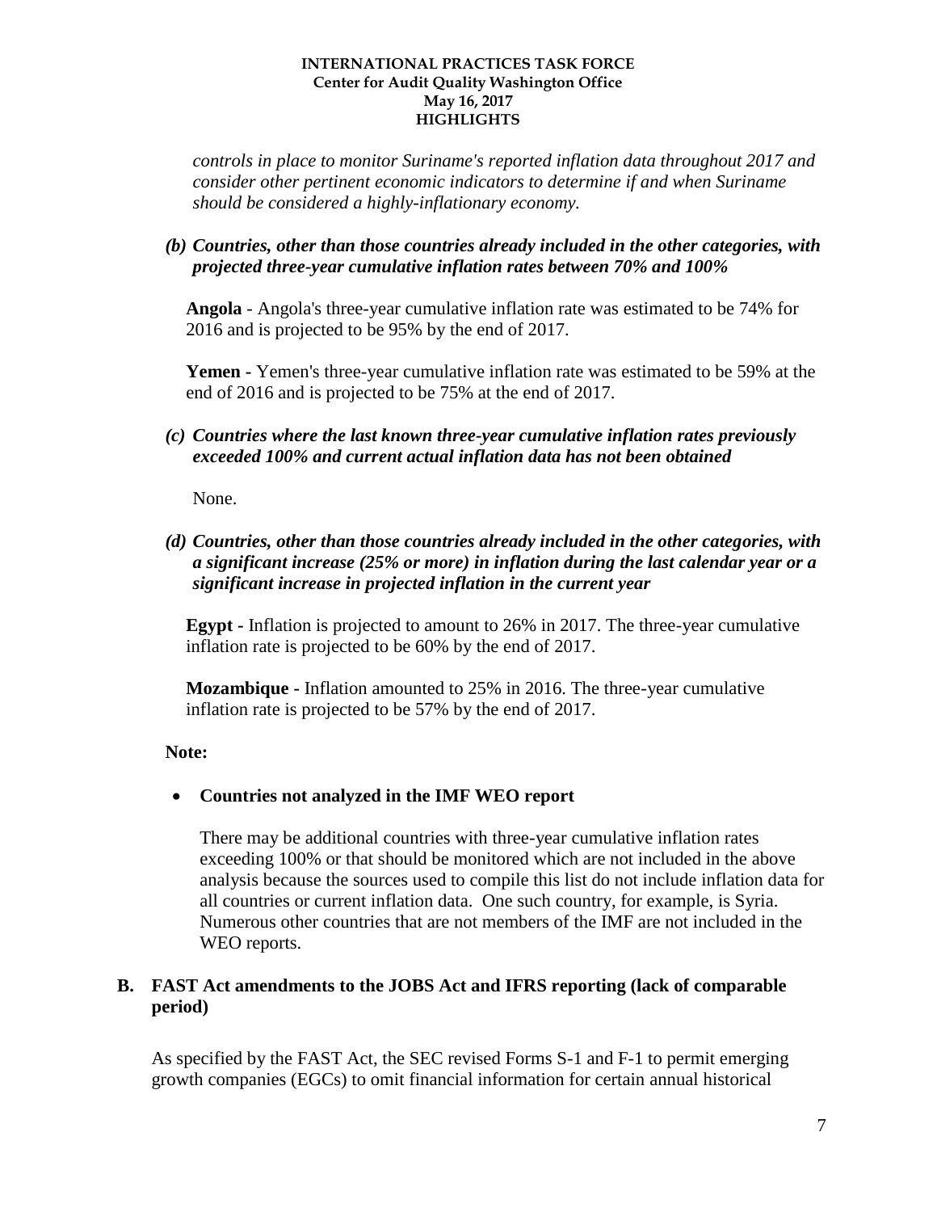*controls in place to monitor Suriname's reported inflation data throughout 2017 and consider other pertinent economic indicators to determine if and when Suriname should be considered a highly-inflationary economy.*

***(b) Countries, other than those countries already included in the other categories, with projected three-year cumulative inflation rates between 70% and 100%***

**Angola** - Angola's three-year cumulative inflation rate was estimated to be 74% for 2016 and is projected to be 95% by the end of 2017.

**Yemen -** Yemen's three-year cumulative inflation rate was estimated to be 59% at the end of 2016 and is projected to be 75% at the end of 2017.

***(c) Countries where the last known three-year cumulative inflation rates previously exceeded 100% and current actual inflation data has not been obtained***

None.

***(d) Countries, other than those countries already included in the other categories, with a significant increase (25% or more) in inflation during the last calendar year or a significant increase in projected inflation in the current year***

**Egypt -** Inflation is projected to amount to 26% in 2017. The three-year cumulative inflation rate is projected to be 60% by the end of 2017.

**Mozambique -** Inflation amounted to 25% in 2016. The three-year cumulative inflation rate is projected to be 57% by the end of 2017.

**Note:**

- **Countries not analyzed in the IMF WEO report**

  There may be additional countries with three-year cumulative inflation rates exceeding 100% or that should be monitored which are not included in the above analysis because the sources used to compile this list do not include inflation data for all countries or current inflation data. One such country, for example, is Syria. Numerous other countries that are not members of the IMF are not included in the WEO reports.

## B. FAST Act amendments to the JOBS Act and IFRS reporting (lack of comparable period)

As specified by the FAST Act, the SEC revised Forms S-1 and F-1 to permit emerging growth companies (EGCs) to omit financial information for certain annual historical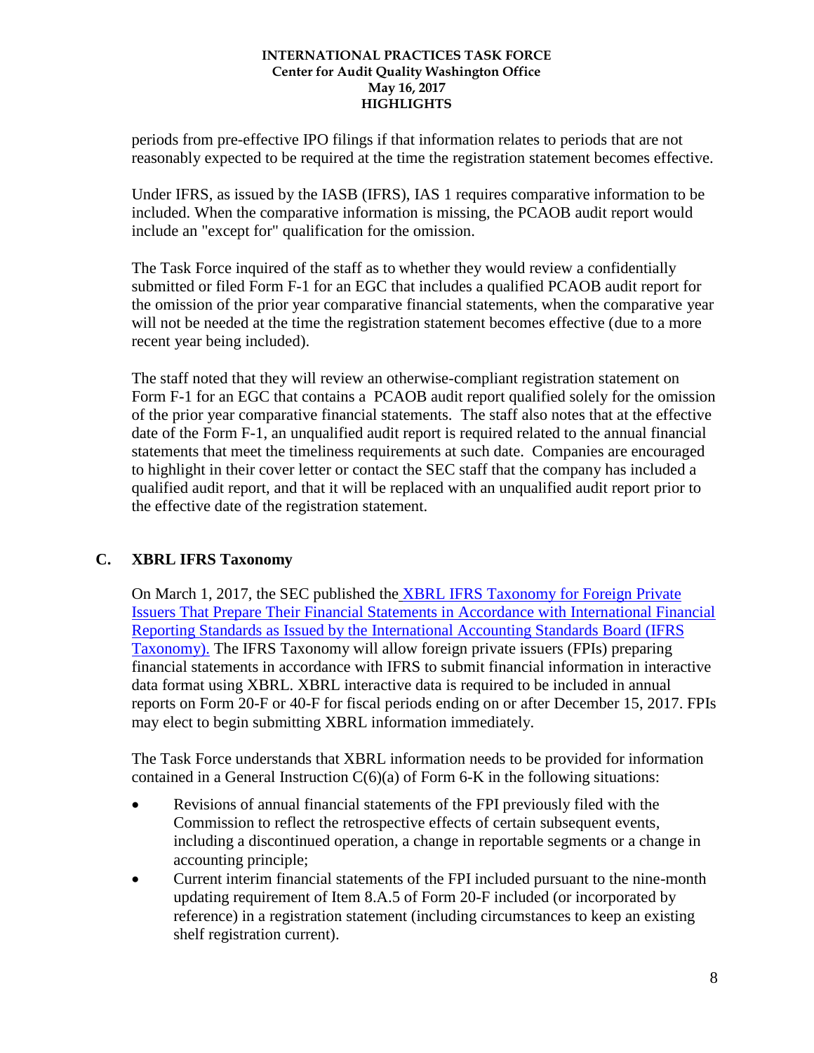periods from pre-effective IPO filings if that information relates to periods that are not reasonably expected to be required at the time the registration statement becomes effective.

Under IFRS, as issued by the IASB (IFRS), IAS 1 requires comparative information to be included. When the comparative information is missing, the PCAOB audit report would include an "except for" qualification for the omission.

The Task Force inquired of the staff as to whether they would review a confidentially submitted or filed Form F-1 for an EGC that includes a qualified PCAOB audit report for the omission of the prior year comparative financial statements, when the comparative year will not be needed at the time the registration statement becomes effective (due to a more recent year being included).

The staff noted that they will review an otherwise-compliant registration statement on Form F-1 for an EGC that contains a PCAOB audit report qualified solely for the omission of the prior year comparative financial statements. The staff also notes that at the effective date of the Form F-1, an unqualified audit report is required related to the annual financial statements that meet the timeliness requirements at such date. Companies are encouraged to highlight in their cover letter or contact the SEC staff that the company has included a qualified audit report, and that it will be replaced with an unqualified audit report prior to the effective date of the registration statement.

## C. XBRL IFRS Taxonomy

On March 1, 2017, the SEC published the XBRL IFRS Taxonomy for Foreign Private Issuers That Prepare Their Financial Statements in Accordance with International Financial Reporting Standards as Issued by the International Accounting Standards Board (IFRS Taxonomy). The IFRS Taxonomy will allow foreign private issuers (FPIs) preparing financial statements in accordance with IFRS to submit financial information in interactive data format using XBRL. XBRL interactive data is required to be included in annual reports on Form 20-F or 40-F for fiscal periods ending on or after December 15, 2017. FPIs may elect to begin submitting XBRL information immediately.

The Task Force understands that XBRL information needs to be provided for information contained in a General Instruction C(6)(a) of Form 6-K in the following situations:

- Revisions of annual financial statements of the FPI previously filed with the Commission to reflect the retrospective effects of certain subsequent events, including a discontinued operation, a change in reportable segments or a change in accounting principle;
- Current interim financial statements of the FPI included pursuant to the nine-month updating requirement of Item 8.A.5 of Form 20-F included (or incorporated by reference) in a registration statement (including circumstances to keep an existing shelf registration current).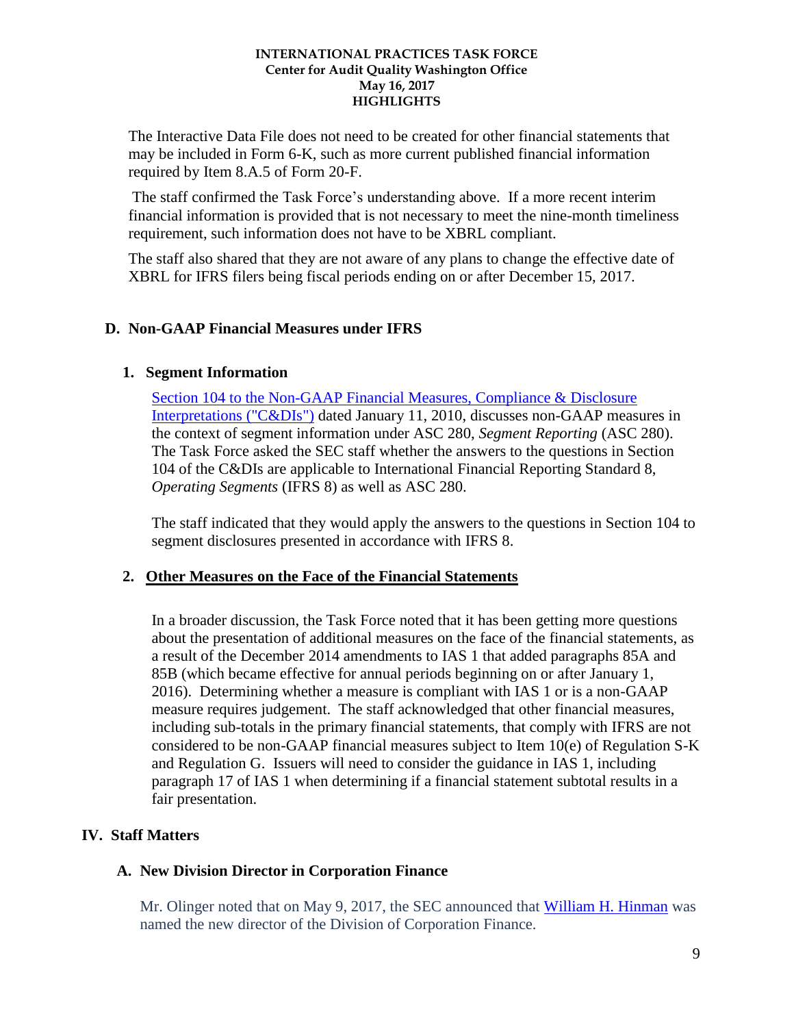The Interactive Data File does not need to be created for other financial statements that may be included in Form 6-K, such as more current published financial information required by Item 8.A.5 of Form 20-F.

The staff confirmed the Task Force's understanding above. If a more recent interim financial information is provided that is not necessary to meet the nine-month timeliness requirement, such information does not have to be XBRL compliant.

The staff also shared that they are not aware of any plans to change the effective date of XBRL for IFRS filers being fiscal periods ending on or after December 15, 2017.

## D. Non-GAAP Financial Measures under IFRS

### 1. Segment Information

[Section 104 to the Non-GAAP Financial Measures, Compliance & Disclosure Interpretations ("C&DIs")] dated January 11, 2010, discusses non-GAAP measures in the context of segment information under ASC 280, *Segment Reporting* (ASC 280). The Task Force asked the SEC staff whether the answers to the questions in Section 104 of the C&DIs are applicable to International Financial Reporting Standard 8, *Operating Segments* (IFRS 8) as well as ASC 280.

The staff indicated that they would apply the answers to the questions in Section 104 to segment disclosures presented in accordance with IFRS 8.

### 2. Other Measures on the Face of the Financial Statements

In a broader discussion, the Task Force noted that it has been getting more questions about the presentation of additional measures on the face of the financial statements, as a result of the December 2014 amendments to IAS 1 that added paragraphs 85A and 85B (which became effective for annual periods beginning on or after January 1, 2016). Determining whether a measure is compliant with IAS 1 or is a non-GAAP measure requires judgement. The staff acknowledged that other financial measures, including sub-totals in the primary financial statements, that comply with IFRS are not considered to be non-GAAP financial measures subject to Item 10(e) of Regulation S-K and Regulation G. Issuers will need to consider the guidance in IAS 1, including paragraph 17 of IAS 1 when determining if a financial statement subtotal results in a fair presentation.

# IV. Staff Matters

## A. New Division Director in Corporation Finance

Mr. Olinger noted that on May 9, 2017, the SEC announced that [William H. Hinman] was named the new director of the Division of Corporation Finance.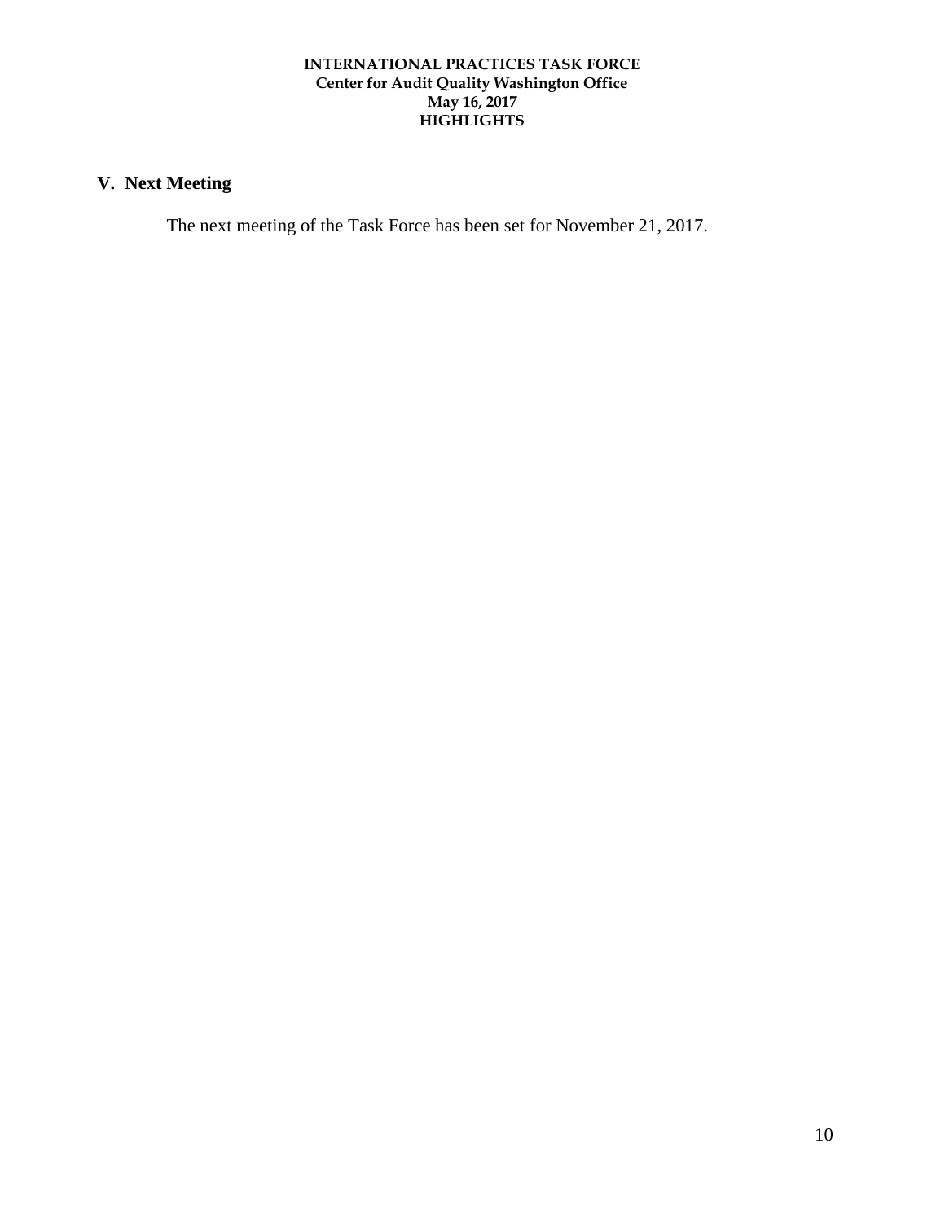## V. Next Meeting

The next meeting of the Task Force has been set for November 21, 2017.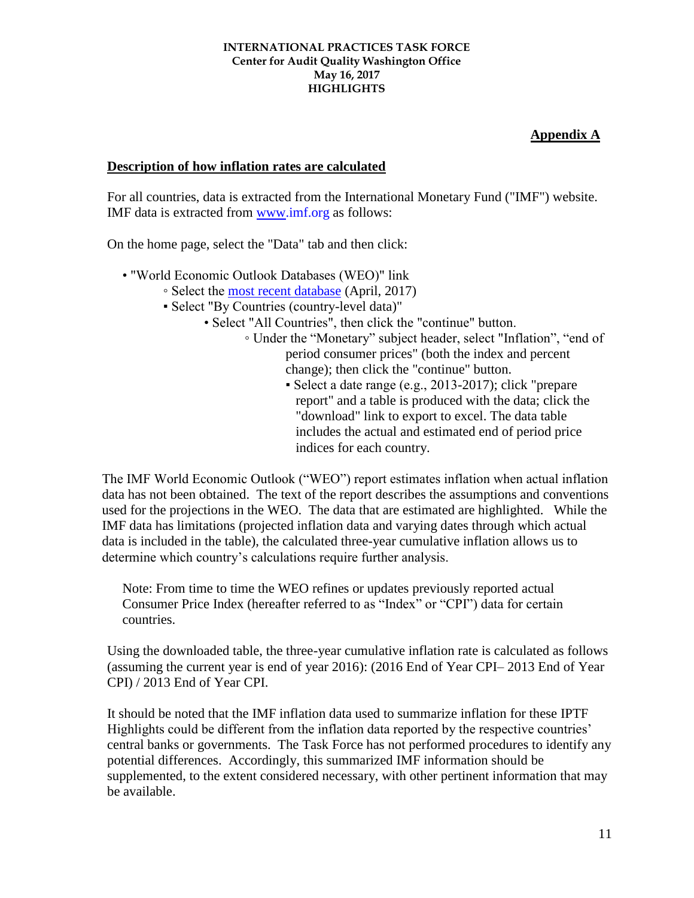## Appendix A

### Description of how inflation rates are calculated

For all countries, data is extracted from the International Monetary Fund ("IMF") website. IMF data is extracted from www.imf.org as follows:

On the home page, select the "Data" tab and then click:

- "World Economic Outlook Databases (WEO)" link
  - Select the most recent database (April, 2017)
    - Select "By Countries (country-level data)"
      - Select "All Countries", then click the "continue" button.
        - Under the "Monetary" subject header, select "Inflation", "end of period consumer prices" (both the index and percent change); then click the "continue" button.
          - Select a date range (e.g., 2013-2017); click "prepare report" and a table is produced with the data; click the "download" link to export to excel. The data table includes the actual and estimated end of period price indices for each country.

The IMF World Economic Outlook ("WEO") report estimates inflation when actual inflation data has not been obtained. The text of the report describes the assumptions and conventions used for the projections in the WEO. The data that are estimated are highlighted. While the IMF data has limitations (projected inflation data and varying dates through which actual data is included in the table), the calculated three-year cumulative inflation allows us to determine which country's calculations require further analysis.

> Note: From time to time the WEO refines or updates previously reported actual Consumer Price Index (hereafter referred to as "Index" or "CPI") data for certain countries.

Using the downloaded table, the three-year cumulative inflation rate is calculated as follows (assuming the current year is end of year 2016): (2016 End of Year CPI– 2013 End of Year CPI) / 2013 End of Year CPI.

It should be noted that the IMF inflation data used to summarize inflation for these IPTF Highlights could be different from the inflation data reported by the respective countries' central banks or governments. The Task Force has not performed procedures to identify any potential differences. Accordingly, this summarized IMF information should be supplemented, to the extent considered necessary, with other pertinent information that may be available.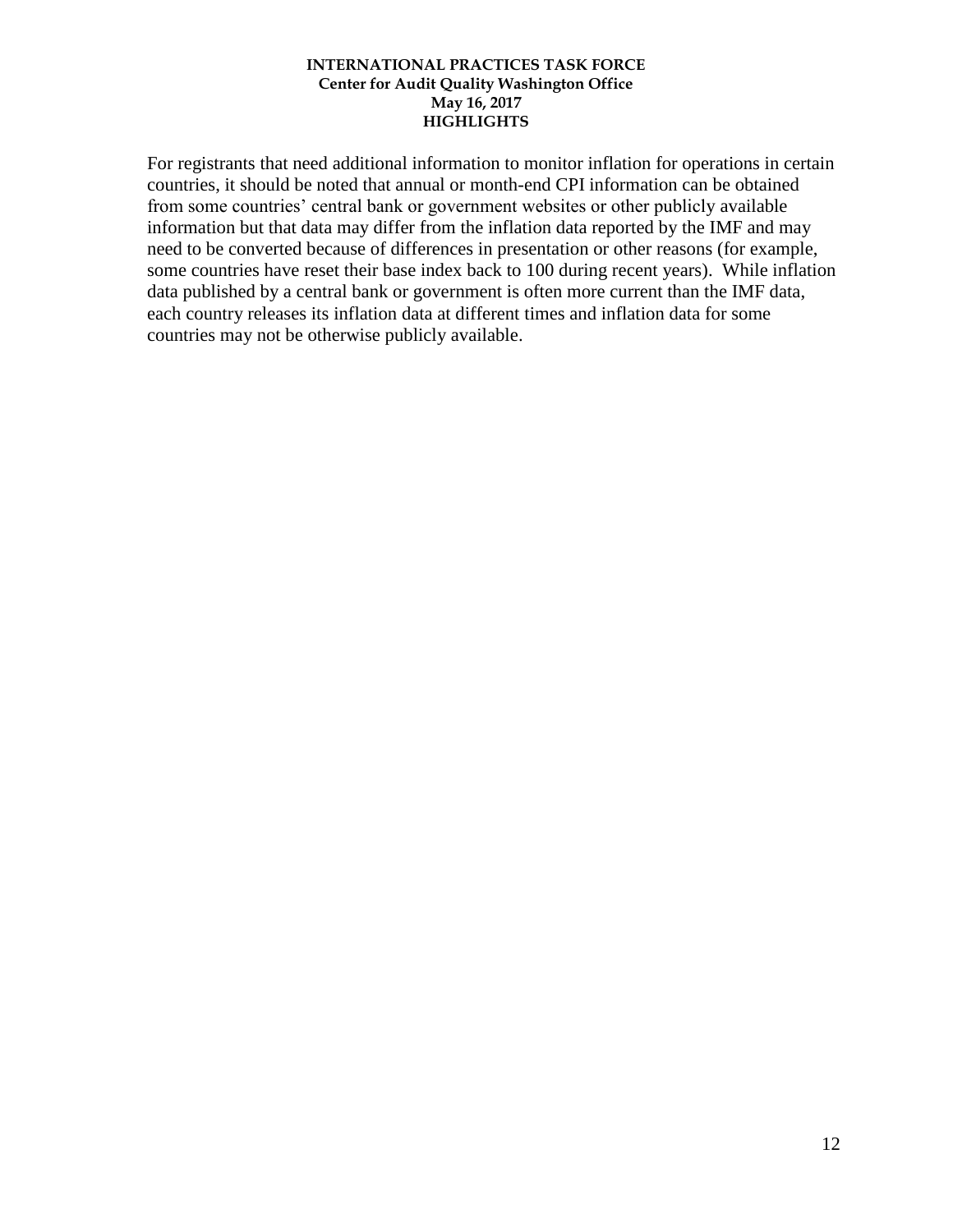For registrants that need additional information to monitor inflation for operations in certain countries, it should be noted that annual or month-end CPI information can be obtained from some countries' central bank or government websites or other publicly available information but that data may differ from the inflation data reported by the IMF and may need to be converted because of differences in presentation or other reasons (for example, some countries have reset their base index back to 100 during recent years). While inflation data published by a central bank or government is often more current than the IMF data, each country releases its inflation data at different times and inflation data for some countries may not be otherwise publicly available.